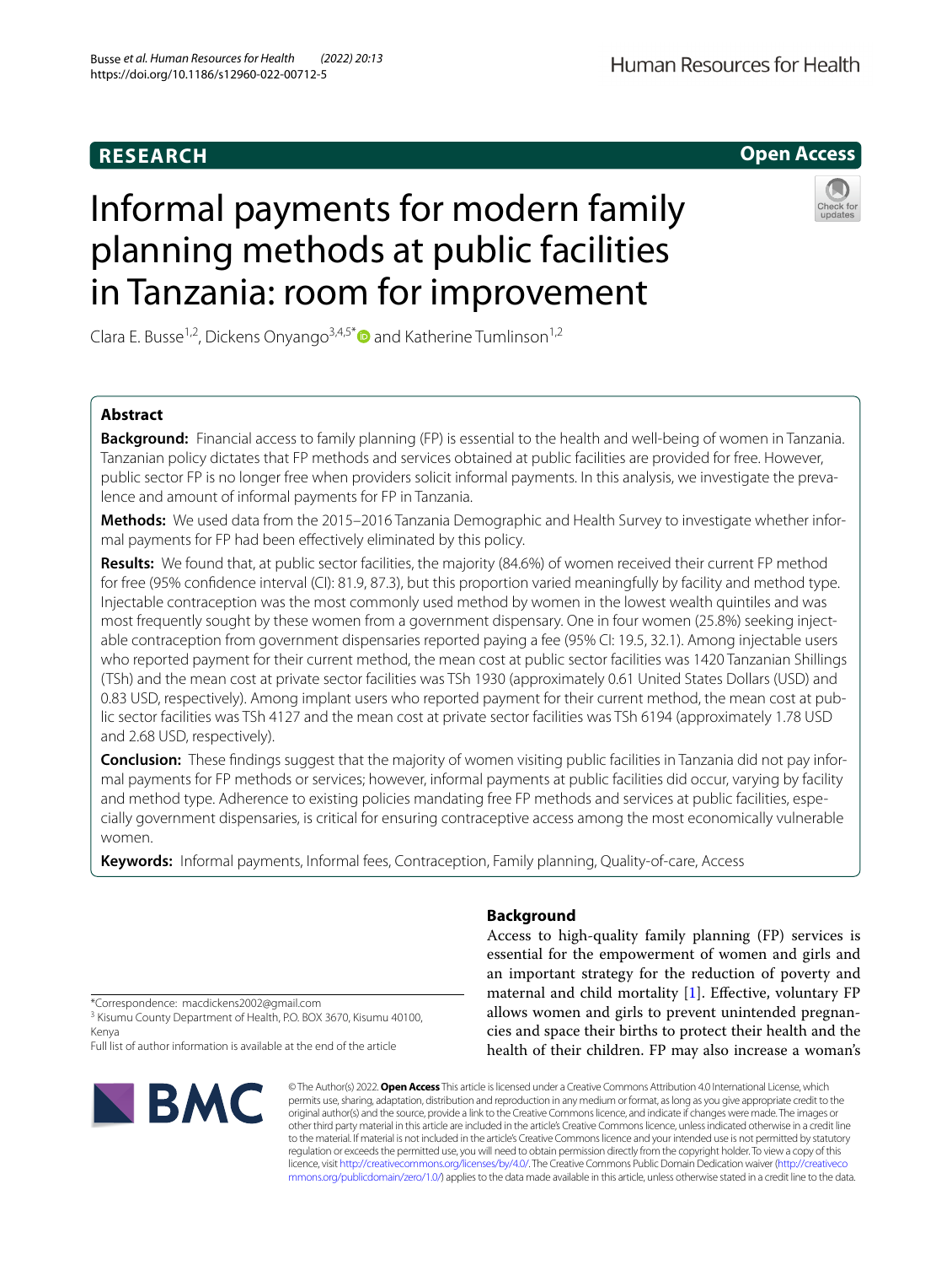RESEARCH

Open Access

# Informal payments for modern family planning methods at public facilities in Tanzania: room for improvement

Clara E. Busse[1,2], Dickens Onyango[3,4,5*] and Katherine Tumlinson[1,2]

## Abstract

**Background:** Financial access to family planning (FP) is essential to the health and well-being of women in Tanzania. Tanzanian policy dictates that FP methods and services obtained at public facilities are provided for free. However, public sector FP is no longer free when providers solicit informal payments. In this analysis, we investigate the prevalence and amount of informal payments for FP in Tanzania.

**Methods:** We used data from the 2015–2016 Tanzania Demographic and Health Survey to investigate whether informal payments for FP had been effectively eliminated by this policy.

**Results:** We found that, at public sector facilities, the majority (84.6%) of women received their current FP method for free (95% confidence interval (CI): 81.9, 87.3), but this proportion varied meaningfully by facility and method type. Injectable contraception was the most commonly used method by women in the lowest wealth quintiles and was most frequently sought by these women from a government dispensary. One in four women (25.8%) seeking injectable contraception from government dispensaries reported paying a fee (95% CI: 19.5, 32.1). Among injectable users who reported payment for their current method, the mean cost at public sector facilities was 1420 Tanzanian Shillings (TSh) and the mean cost at private sector facilities was TSh 1930 (approximately 0.61 United States Dollars (USD) and 0.83 USD, respectively). Among implant users who reported payment for their current method, the mean cost at public sector facilities was TSh 4127 and the mean cost at private sector facilities was TSh 6194 (approximately 1.78 USD and 2.68 USD, respectively).

**Conclusion:** These findings suggest that the majority of women visiting public facilities in Tanzania did not pay informal payments for FP methods or services; however, informal payments at public facilities did occur, varying by facility and method type. Adherence to existing policies mandating free FP methods and services at public facilities, especially government dispensaries, is critical for ensuring contraceptive access among the most economically vulnerable women.

**Keywords:** Informal payments, Informal fees, Contraception, Family planning, Quality-of-care, Access

## Background

Access to high-quality family planning (FP) services is essential for the empowerment of women and girls and an important strategy for the reduction of poverty and maternal and child mortality [1]. Effective, voluntary FP allows women and girls to prevent unintended pregnancies and space their births to protect their health and the health of their children. FP may also increase a woman's

*Correspondence: macdickens2002@gmail.com
[3] Kisumu County Department of Health, P.O. BOX 3670, Kisumu 40100, Kenya
Full list of author information is available at the end of the article

© The Author(s) 2022. **Open Access** This article is licensed under a Creative Commons Attribution 4.0 International License, which permits use, sharing, adaptation, distribution and reproduction in any medium or format, as long as you give appropriate credit to the original author(s) and the source, provide a link to the Creative Commons licence, and indicate if changes were made. The images or other third party material in this article are included in the article's Creative Commons licence, unless indicated otherwise in a credit line to the material. If material is not included in the article's Creative Commons licence and your intended use is not permitted by statutory regulation or exceeds the permitted use, you will need to obtain permission directly from the copyright holder. To view a copy of this licence, visit http://creativecommons.org/licenses/by/4.0/. The Creative Commons Public Domain Dedication waiver (http://creativecommons.org/publicdomain/zero/1.0/) applies to the data made available in this article, unless otherwise stated in a credit line to the data.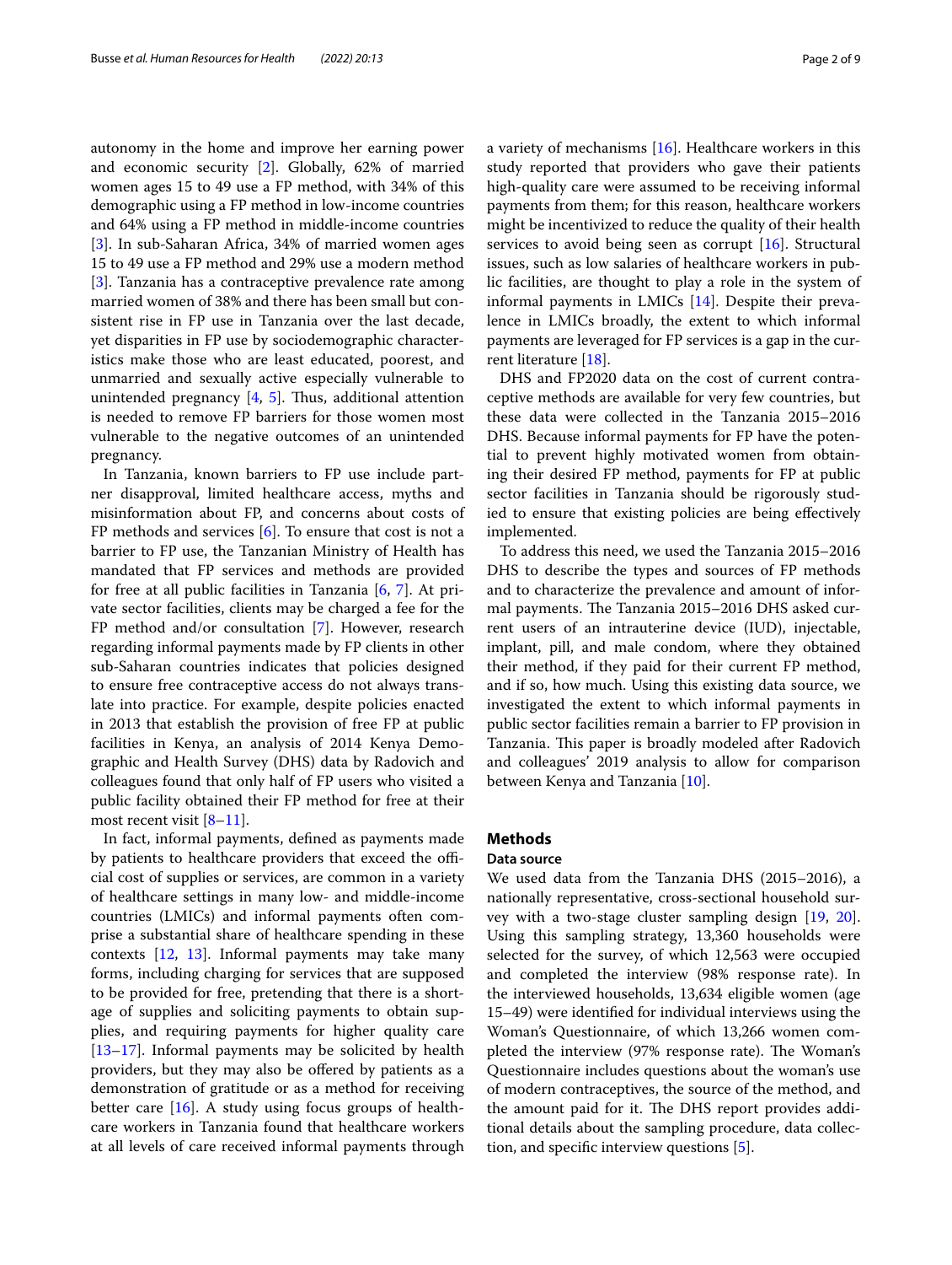autonomy in the home and improve her earning power and economic security [2]. Globally, 62% of married women ages 15 to 49 use a FP method, with 34% of this demographic using a FP method in low-income countries and 64% using a FP method in middle-income countries [3]. In sub-Saharan Africa, 34% of married women ages 15 to 49 use a FP method and 29% use a modern method [3]. Tanzania has a contraceptive prevalence rate among married women of 38% and there has been small but consistent rise in FP use in Tanzania over the last decade, yet disparities in FP use by sociodemographic characteristics make those who are least educated, poorest, and unmarried and sexually active especially vulnerable to unintended pregnancy [4, 5]. Thus, additional attention is needed to remove FP barriers for those women most vulnerable to the negative outcomes of an unintended pregnancy.

In Tanzania, known barriers to FP use include partner disapproval, limited healthcare access, myths and misinformation about FP, and concerns about costs of FP methods and services [6]. To ensure that cost is not a barrier to FP use, the Tanzanian Ministry of Health has mandated that FP services and methods are provided for free at all public facilities in Tanzania [6, 7]. At private sector facilities, clients may be charged a fee for the FP method and/or consultation [7]. However, research regarding informal payments made by FP clients in other sub-Saharan countries indicates that policies designed to ensure free contraceptive access do not always translate into practice. For example, despite policies enacted in 2013 that establish the provision of free FP at public facilities in Kenya, an analysis of 2014 Kenya Demographic and Health Survey (DHS) data by Radovich and colleagues found that only half of FP users who visited a public facility obtained their FP method for free at their most recent visit [8–11].

In fact, informal payments, defined as payments made by patients to healthcare providers that exceed the official cost of supplies or services, are common in a variety of healthcare settings in many low- and middle-income countries (LMICs) and informal payments often comprise a substantial share of healthcare spending in these contexts [12, 13]. Informal payments may take many forms, including charging for services that are supposed to be provided for free, pretending that there is a shortage of supplies and soliciting payments to obtain supplies, and requiring payments for higher quality care [13–17]. Informal payments may be solicited by health providers, but they may also be offered by patients as a demonstration of gratitude or as a method for receiving better care [16]. A study using focus groups of healthcare workers in Tanzania found that healthcare workers at all levels of care received informal payments through a variety of mechanisms [16]. Healthcare workers in this study reported that providers who gave their patients high-quality care were assumed to be receiving informal payments from them; for this reason, healthcare workers might be incentivized to reduce the quality of their health services to avoid being seen as corrupt [16]. Structural issues, such as low salaries of healthcare workers in public facilities, are thought to play a role in the system of informal payments in LMICs [14]. Despite their prevalence in LMICs broadly, the extent to which informal payments are leveraged for FP services is a gap in the current literature [18].

DHS and FP2020 data on the cost of current contraceptive methods are available for very few countries, but these data were collected in the Tanzania 2015–2016 DHS. Because informal payments for FP have the potential to prevent highly motivated women from obtaining their desired FP method, payments for FP at public sector facilities in Tanzania should be rigorously studied to ensure that existing policies are being effectively implemented.

To address this need, we used the Tanzania 2015–2016 DHS to describe the types and sources of FP methods and to characterize the prevalence and amount of informal payments. The Tanzania 2015–2016 DHS asked current users of an intrauterine device (IUD), injectable, implant, pill, and male condom, where they obtained their method, if they paid for their current FP method, and if so, how much. Using this existing data source, we investigated the extent to which informal payments in public sector facilities remain a barrier to FP provision in Tanzania. This paper is broadly modeled after Radovich and colleagues' 2019 analysis to allow for comparison between Kenya and Tanzania [10].

## Methods

### Data source

We used data from the Tanzania DHS (2015–2016), a nationally representative, cross-sectional household survey with a two-stage cluster sampling design [19, 20]. Using this sampling strategy, 13,360 households were selected for the survey, of which 12,563 were occupied and completed the interview (98% response rate). In the interviewed households, 13,634 eligible women (age 15–49) were identified for individual interviews using the Woman's Questionnaire, of which 13,266 women completed the interview (97% response rate). The Woman's Questionnaire includes questions about the woman's use of modern contraceptives, the source of the method, and the amount paid for it. The DHS report provides additional details about the sampling procedure, data collection, and specific interview questions [5].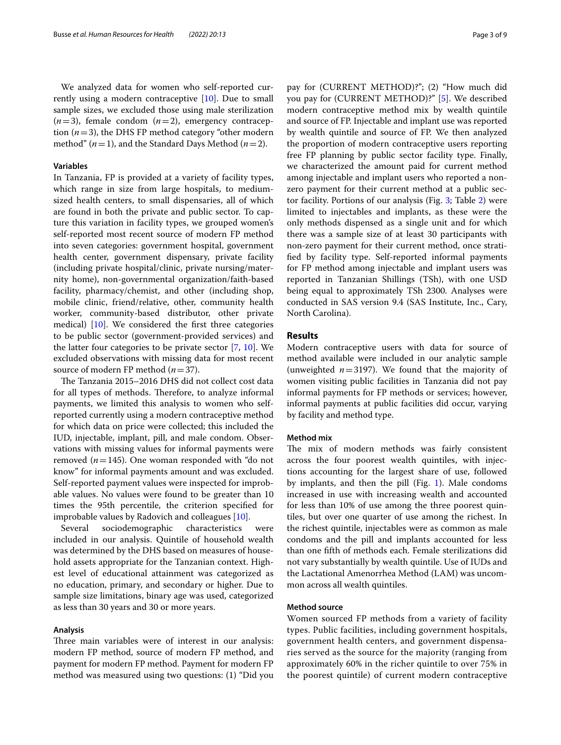We analyzed data for women who self-reported currently using a modern contraceptive [10]. Due to small sample sizes, we excluded those using male sterilization ($n=3$), female condom ($n=2$), emergency contraception ($n=3$), the DHS FP method category "other modern method" ($n=1$), and the Standard Days Method ($n=2$).

### Variables

In Tanzania, FP is provided at a variety of facility types, which range in size from large hospitals, to medium-sized health centers, to small dispensaries, all of which are found in both the private and public sector. To capture this variation in facility types, we grouped women's self-reported most recent source of modern FP method into seven categories: government hospital, government health center, government dispensary, private facility (including private hospital/clinic, private nursing/maternity home), non-governmental organization/faith-based facility, pharmacy/chemist, and other (including shop, mobile clinic, friend/relative, other, community health worker, community-based distributor, other private medical) [10]. We considered the first three categories to be public sector (government-provided services) and the latter four categories to be private sector [7, 10]. We excluded observations with missing data for most recent source of modern FP method ($n=37$).

The Tanzania 2015–2016 DHS did not collect cost data for all types of methods. Therefore, to analyze informal payments, we limited this analysis to women who self-reported currently using a modern contraceptive method for which data on price were collected; this included the IUD, injectable, implant, pill, and male condom. Observations with missing values for informal payments were removed ($n=145$). One woman responded with "do not know" for informal payments amount and was excluded. Self-reported payment values were inspected for improbable values. No values were found to be greater than 10 times the 95th percentile, the criterion specified for improbable values by Radovich and colleagues [10].

Several sociodemographic characteristics were included in our analysis. Quintile of household wealth was determined by the DHS based on measures of household assets appropriate for the Tanzanian context. Highest level of educational attainment was categorized as no education, primary, and secondary or higher. Due to sample size limitations, binary age was used, categorized as less than 30 years and 30 or more years.

### Analysis

Three main variables were of interest in our analysis: modern FP method, source of modern FP method, and payment for modern FP method. Payment for modern FP method was measured using two questions: (1) "Did you pay for (CURRENT METHOD)?"; (2) "How much did you pay for (CURRENT METHOD)?" [5]. We described modern contraceptive method mix by wealth quintile and source of FP. Injectable and implant use was reported by wealth quintile and source of FP. We then analyzed the proportion of modern contraceptive users reporting free FP planning by public sector facility type. Finally, we characterized the amount paid for current method among injectable and implant users who reported a non-zero payment for their current method at a public sector facility. Portions of our analysis (Fig. 3; Table 2) were limited to injectables and implants, as these were the only methods dispensed as a single unit and for which there was a sample size of at least 30 participants with non-zero payment for their current method, once stratified by facility type. Self-reported informal payments for FP method among injectable and implant users was reported in Tanzanian Shillings (TSh), with one USD being equal to approximately TSh 2300. Analyses were conducted in SAS version 9.4 (SAS Institute, Inc., Cary, North Carolina).

## Results

Modern contraceptive users with data for source of method available were included in our analytic sample (unweighted $n=3197$). We found that the majority of women visiting public facilities in Tanzania did not pay informal payments for FP methods or services; however, informal payments at public facilities did occur, varying by facility and method type.

### Method mix

The mix of modern methods was fairly consistent across the four poorest wealth quintiles, with injections accounting for the largest share of use, followed by implants, and then the pill (Fig. 1). Male condoms increased in use with increasing wealth and accounted for less than 10% of use among the three poorest quintiles, but over one quarter of use among the richest. In the richest quintile, injectables were as common as male condoms and the pill and implants accounted for less than one fifth of methods each. Female sterilizations did not vary substantially by wealth quintile. Use of IUDs and the Lactational Amenorrhea Method (LAM) was uncommon across all wealth quintiles.

### Method source

Women sourced FP methods from a variety of facility types. Public facilities, including government hospitals, government health centers, and government dispensaries served as the source for the majority (ranging from approximately 60% in the richer quintile to over 75% in the poorest quintile) of current modern contraceptive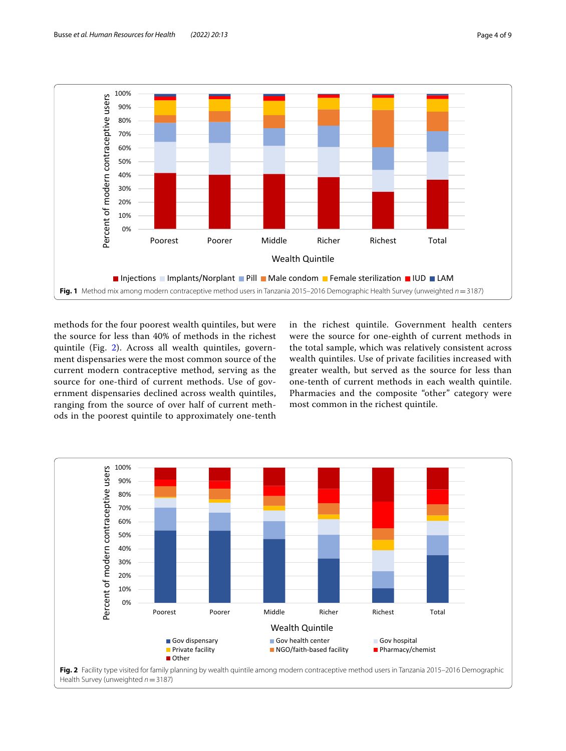Fig. 1 Method mix among modern contraceptive method users in Tanzania 2015–2016 Demographic Health Survey (unweighted $n = 3187$)

methods for the four poorest wealth quintiles, but were the source for less than 40% of methods in the richest quintile (Fig. 2). Across all wealth quintiles, government dispensaries were the most common source of the current modern contraceptive method, serving as the source for one-third of current methods. Use of government dispensaries declined across wealth quintiles, ranging from the source of over half of current methods in the poorest quintile to approximately one-tenth in the richest quintile. Government health centers were the source for one-eighth of current methods in the total sample, which was relatively consistent across wealth quintiles. Use of private facilities increased with greater wealth, but served as the source for less than one-tenth of current methods in each wealth quintile. Pharmacies and the composite "other" category were most common in the richest quintile.

Fig. 2 Facility type visited for family planning by wealth quintile among modern contraceptive method users in Tanzania 2015–2016 Demographic Health Survey (unweighted $n = 3187$)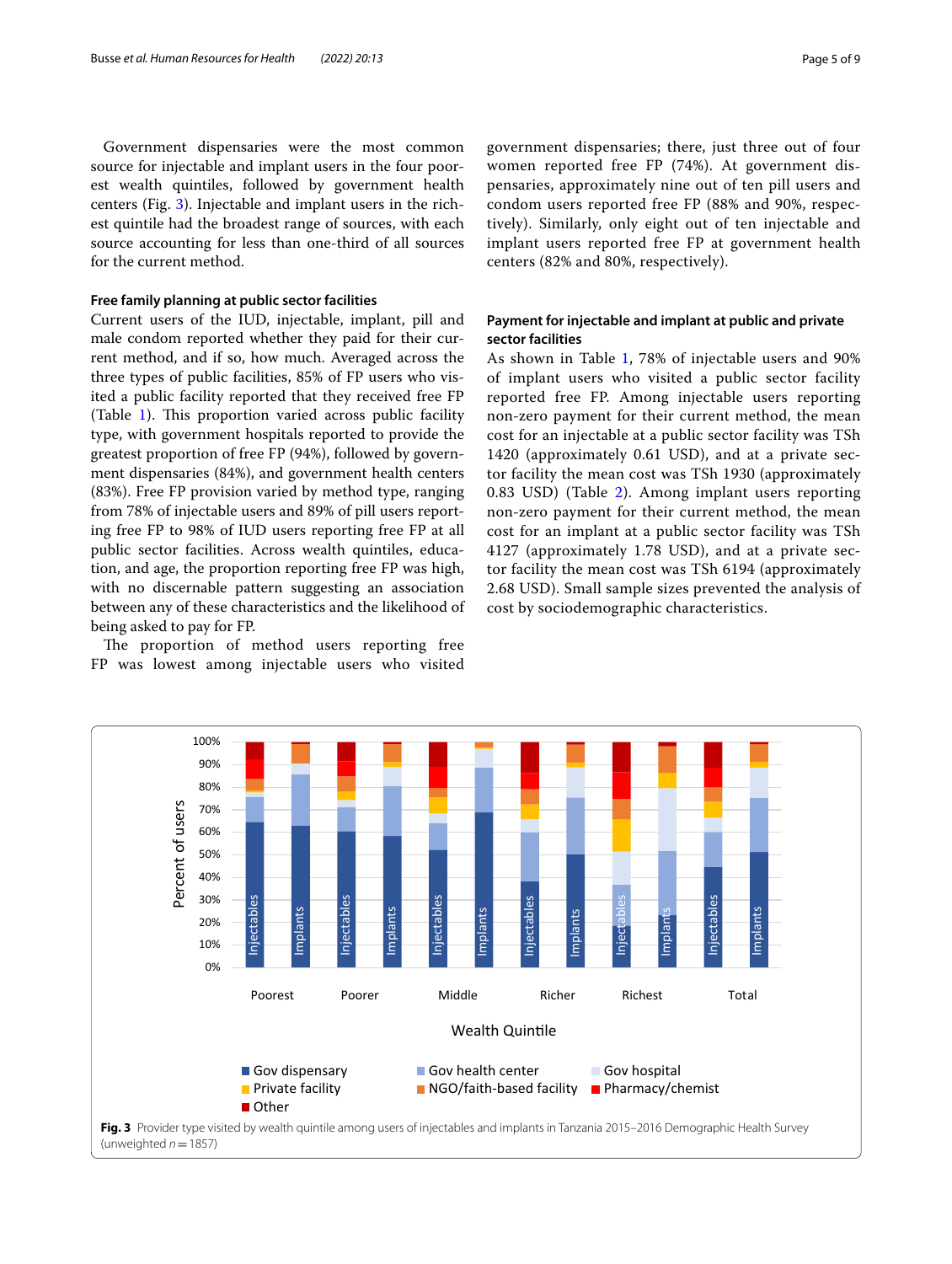Government dispensaries were the most common source for injectable and implant users in the four poorest wealth quintiles, followed by government health centers (Fig. 3). Injectable and implant users in the richest quintile had the broadest range of sources, with each source accounting for less than one-third of all sources for the current method.

### Free family planning at public sector facilities

Current users of the IUD, injectable, implant, pill and male condom reported whether they paid for their current method, and if so, how much. Averaged across the three types of public facilities, 85% of FP users who visited a public facility reported that they received free FP (Table 1). This proportion varied across public facility type, with government hospitals reported to provide the greatest proportion of free FP (94%), followed by government dispensaries (84%), and government health centers (83%). Free FP provision varied by method type, ranging from 78% of injectable users and 89% of pill users reporting free FP to 98% of IUD users reporting free FP at all public sector facilities. Across wealth quintiles, education, and age, the proportion reporting free FP was high, with no discernable pattern suggesting an association between any of these characteristics and the likelihood of being asked to pay for FP.

The proportion of method users reporting free FP was lowest among injectable users who visited government dispensaries; there, just three out of four women reported free FP (74%). At government dispensaries, approximately nine out of ten pill users and condom users reported free FP (88% and 90%, respectively). Similarly, only eight out of ten injectable and implant users reported free FP at government health centers (82% and 80%, respectively).

### Payment for injectable and implant at public and private sector facilities

As shown in Table 1, 78% of injectable users and 90% of implant users who visited a public sector facility reported free FP. Among injectable users reporting non-zero payment for their current method, the mean cost for an injectable at a public sector facility was TSh 1420 (approximately 0.61 USD), and at a private sector facility the mean cost was TSh 1930 (approximately 0.83 USD) (Table 2). Among implant users reporting non-zero payment for their current method, the mean cost for an implant at a public sector facility was TSh 4127 (approximately 1.78 USD), and at a private sector facility the mean cost was TSh 6194 (approximately 2.68 USD). Small sample sizes prevented the analysis of cost by sociodemographic characteristics.

**Fig. 3** Provider type visited by wealth quintile among users of injectables and implants in Tanzania 2015–2016 Demographic Health Survey (unweighted $n = 1857$)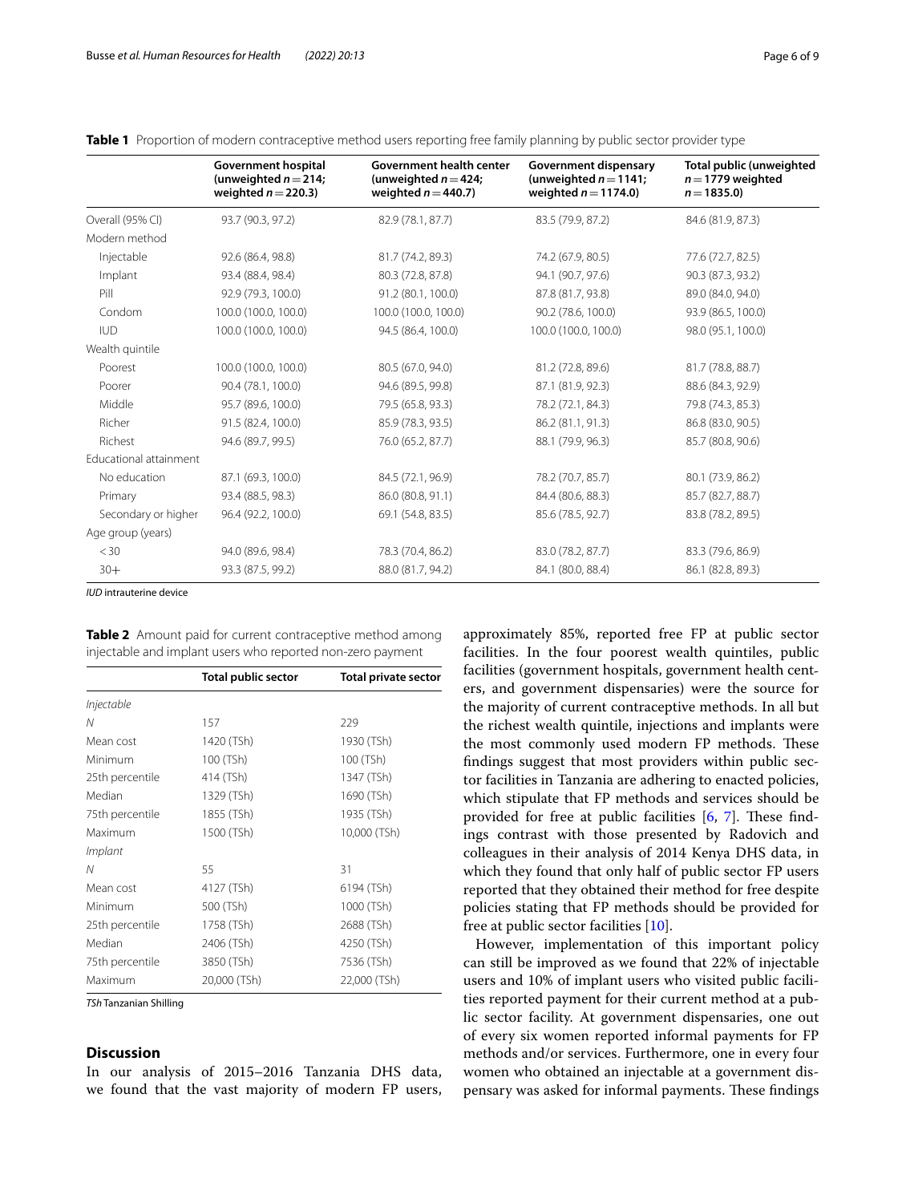**Table 1** Proportion of modern contraceptive method users reporting free family planning by public sector provider type

| | Government hospital (unweighted $n = 214$; weighted $n = 220.3$) | Government health center (unweighted $n = 424$; weighted $n = 440.7$) | Government dispensary (unweighted $n = 1141$; weighted $n = 1174.0$) | Total public (unweighted $n = 1779$ weighted $n = 1835.0$) |
|---|---|---|---|---|
| Overall (95% CI) | 93.7 (90.3, 97.2) | 82.9 (78.1, 87.7) | 83.5 (79.9, 87.2) | 84.6 (81.9, 87.3) |
| Modern method | | | | |
| Injectable | 92.6 (86.4, 98.8) | 81.7 (74.2, 89.3) | 74.2 (67.9, 80.5) | 77.6 (72.7, 82.5) |
| Implant | 93.4 (88.4, 98.4) | 80.3 (72.8, 87.8) | 94.1 (90.7, 97.6) | 90.3 (87.3, 93.2) |
| Pill | 92.9 (79.3, 100.0) | 91.2 (80.1, 100.0) | 87.8 (81.7, 93.8) | 89.0 (84.0, 94.0) |
| Condom | 100.0 (100.0, 100.0) | 100.0 (100.0, 100.0) | 90.2 (78.6, 100.0) | 93.9 (86.5, 100.0) |
| IUD | 100.0 (100.0, 100.0) | 94.5 (86.4, 100.0) | 100.0 (100.0, 100.0) | 98.0 (95.1, 100.0) |
| Wealth quintile | | | | |
| Poorest | 100.0 (100.0, 100.0) | 80.5 (67.0, 94.0) | 81.2 (72.8, 89.6) | 81.7 (78.8, 88.7) |
| Poorer | 90.4 (78.1, 100.0) | 94.6 (89.5, 99.8) | 87.1 (81.9, 92.3) | 88.6 (84.3, 92.9) |
| Middle | 95.7 (89.6, 100.0) | 79.5 (65.8, 93.3) | 78.2 (72.1, 84.3) | 79.8 (74.3, 85.3) |
| Richer | 91.5 (82.4, 100.0) | 85.9 (78.3, 93.5) | 86.2 (81.1, 91.3) | 86.8 (83.0, 90.5) |
| Richest | 94.6 (89.7, 99.5) | 76.0 (65.2, 87.7) | 88.1 (79.9, 96.3) | 85.7 (80.8, 90.6) |
| Educational attainment | | | | |
| No education | 87.1 (69.3, 100.0) | 84.5 (72.1, 96.9) | 78.2 (70.7, 85.7) | 80.1 (73.9, 86.2) |
| Primary | 93.4 (88.5, 98.3) | 86.0 (80.8, 91.1) | 84.4 (80.6, 88.3) | 85.7 (82.7, 88.7) |
| Secondary or higher | 96.4 (92.2, 100.0) | 69.1 (54.8, 83.5) | 85.6 (78.5, 92.7) | 83.8 (78.2, 89.5) |
| Age group (years) | | | | |
| < 30 | 94.0 (89.6, 98.4) | 78.3 (70.4, 86.2) | 83.0 (78.2, 87.7) | 83.3 (79.6, 86.9) |
| 30+ | 93.3 (87.5, 99.2) | 88.0 (81.7, 94.2) | 84.1 (80.0, 88.4) | 86.1 (82.8, 89.3) |

*IUD* intrauterine device

**Table 2** Amount paid for current contraceptive method among injectable and implant users who reported non-zero payment

| | Total public sector | Total private sector |
|---|---|---|
| *Injectable* | | |
| *N* | 157 | 229 |
| Mean cost | 1420 (TSh) | 1930 (TSh) |
| Minimum | 100 (TSh) | 100 (TSh) |
| 25th percentile | 414 (TSh) | 1347 (TSh) |
| Median | 1329 (TSh) | 1690 (TSh) |
| 75th percentile | 1855 (TSh) | 1935 (TSh) |
| Maximum | 1500 (TSh) | 10,000 (TSh) |
| *Implant* | | |
| *N* | 55 | 31 |
| Mean cost | 4127 (TSh) | 6194 (TSh) |
| Minimum | 500 (TSh) | 1000 (TSh) |
| 25th percentile | 1758 (TSh) | 2688 (TSh) |
| Median | 2406 (TSh) | 4250 (TSh) |
| 75th percentile | 3850 (TSh) | 7536 (TSh) |
| Maximum | 20,000 (TSh) | 22,000 (TSh) |

*TSh* Tanzanian Shilling

## Discussion

In our analysis of 2015–2016 Tanzania DHS data, we found that the vast majority of modern FP users, approximately 85%, reported free FP at public sector facilities. In the four poorest wealth quintiles, public facilities (government hospitals, government health centers, and government dispensaries) were the source for the majority of current contraceptive methods. In all but the richest wealth quintile, injections and implants were the most commonly used modern FP methods. These findings suggest that most providers within public sector facilities in Tanzania are adhering to enacted policies, which stipulate that FP methods and services should be provided for free at public facilities [6, 7]. These findings contrast with those presented by Radovich and colleagues in their analysis of 2014 Kenya DHS data, in which they found that only half of public sector FP users reported that they obtained their method for free despite policies stating that FP methods should be provided for free at public sector facilities [10].

However, implementation of this important policy can still be improved as we found that 22% of injectable users and 10% of implant users who visited public facilities reported payment for their current method at a public sector facility. At government dispensaries, one out of every six women reported informal payments for FP methods and/or services. Furthermore, one in every four women who obtained an injectable at a government dispensary was asked for informal payments. These findings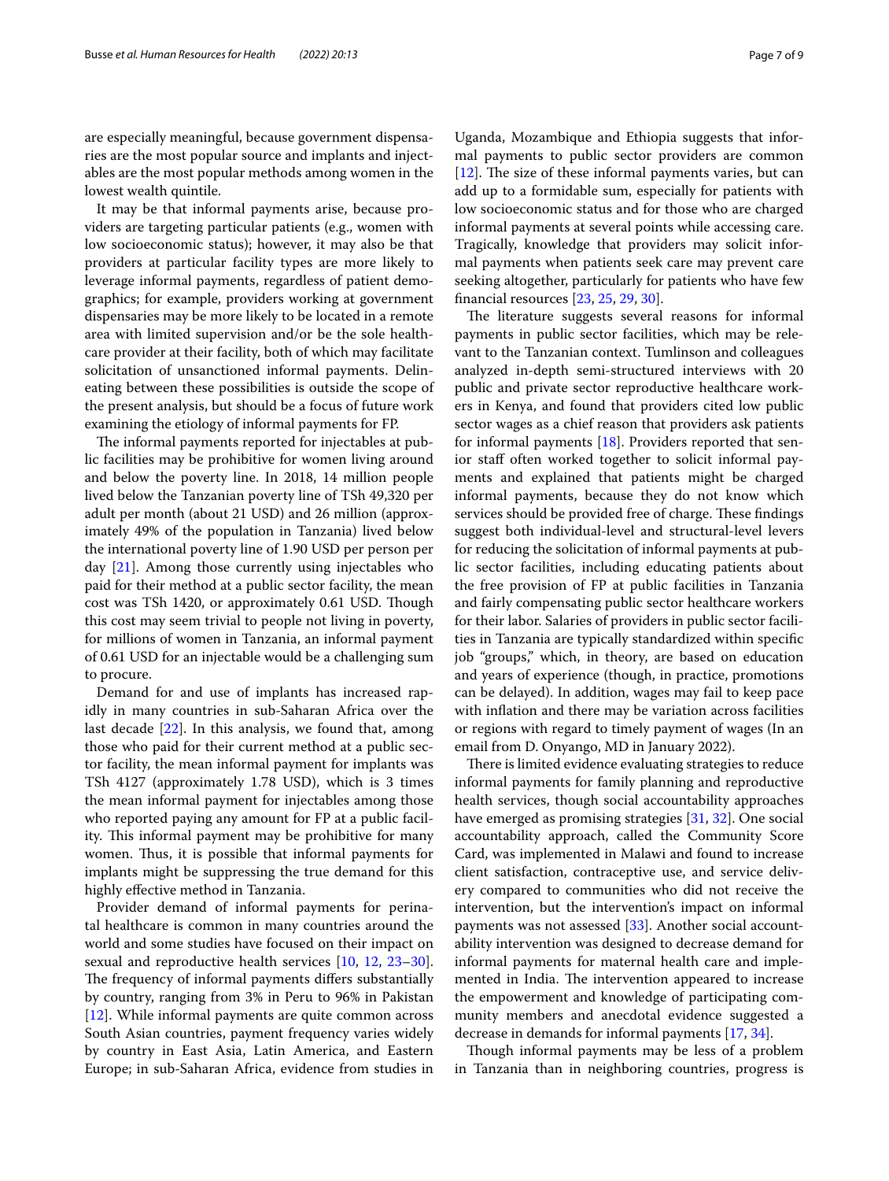are especially meaningful, because government dispensaries are the most popular source and implants and injectables are the most popular methods among women in the lowest wealth quintile.

It may be that informal payments arise, because providers are targeting particular patients (e.g., women with low socioeconomic status); however, it may also be that providers at particular facility types are more likely to leverage informal payments, regardless of patient demographics; for example, providers working at government dispensaries may be more likely to be located in a remote area with limited supervision and/or be the sole healthcare provider at their facility, both of which may facilitate solicitation of unsanctioned informal payments. Delineating between these possibilities is outside the scope of the present analysis, but should be a focus of future work examining the etiology of informal payments for FP.

The informal payments reported for injectables at public facilities may be prohibitive for women living around and below the poverty line. In 2018, 14 million people lived below the Tanzanian poverty line of TSh 49,320 per adult per month (about 21 USD) and 26 million (approximately 49% of the population in Tanzania) lived below the international poverty line of 1.90 USD per person per day [21]. Among those currently using injectables who paid for their method at a public sector facility, the mean cost was TSh 1420, or approximately 0.61 USD. Though this cost may seem trivial to people not living in poverty, for millions of women in Tanzania, an informal payment of 0.61 USD for an injectable would be a challenging sum to procure.

Demand for and use of implants has increased rapidly in many countries in sub-Saharan Africa over the last decade [22]. In this analysis, we found that, among those who paid for their current method at a public sector facility, the mean informal payment for implants was TSh 4127 (approximately 1.78 USD), which is 3 times the mean informal payment for injectables among those who reported paying any amount for FP at a public facility. This informal payment may be prohibitive for many women. Thus, it is possible that informal payments for implants might be suppressing the true demand for this highly effective method in Tanzania.

Provider demand of informal payments for perinatal healthcare is common in many countries around the world and some studies have focused on their impact on sexual and reproductive health services [10, 12, 23–30]. The frequency of informal payments differs substantially by country, ranging from 3% in Peru to 96% in Pakistan [12]. While informal payments are quite common across South Asian countries, payment frequency varies widely by country in East Asia, Latin America, and Eastern Europe; in sub-Saharan Africa, evidence from studies in Uganda, Mozambique and Ethiopia suggests that informal payments to public sector providers are common [12]. The size of these informal payments varies, but can add up to a formidable sum, especially for patients with low socioeconomic status and for those who are charged informal payments at several points while accessing care. Tragically, knowledge that providers may solicit informal payments when patients seek care may prevent care seeking altogether, particularly for patients who have few financial resources [23, 25, 29, 30].

The literature suggests several reasons for informal payments in public sector facilities, which may be relevant to the Tanzanian context. Tumlinson and colleagues analyzed in-depth semi-structured interviews with 20 public and private sector reproductive healthcare workers in Kenya, and found that providers cited low public sector wages as a chief reason that providers ask patients for informal payments [18]. Providers reported that senior staff often worked together to solicit informal payments and explained that patients might be charged informal payments, because they do not know which services should be provided free of charge. These findings suggest both individual-level and structural-level levers for reducing the solicitation of informal payments at public sector facilities, including educating patients about the free provision of FP at public facilities in Tanzania and fairly compensating public sector healthcare workers for their labor. Salaries of providers in public sector facilities in Tanzania are typically standardized within specific job "groups," which, in theory, are based on education and years of experience (though, in practice, promotions can be delayed). In addition, wages may fail to keep pace with inflation and there may be variation across facilities or regions with regard to timely payment of wages (In an email from D. Onyango, MD in January 2022).

There is limited evidence evaluating strategies to reduce informal payments for family planning and reproductive health services, though social accountability approaches have emerged as promising strategies [31, 32]. One social accountability approach, called the Community Score Card, was implemented in Malawi and found to increase client satisfaction, contraceptive use, and service delivery compared to communities who did not receive the intervention, but the intervention's impact on informal payments was not assessed [33]. Another social accountability intervention was designed to decrease demand for informal payments for maternal health care and implemented in India. The intervention appeared to increase the empowerment and knowledge of participating community members and anecdotal evidence suggested a decrease in demands for informal payments [17, 34].

Though informal payments may be less of a problem in Tanzania than in neighboring countries, progress is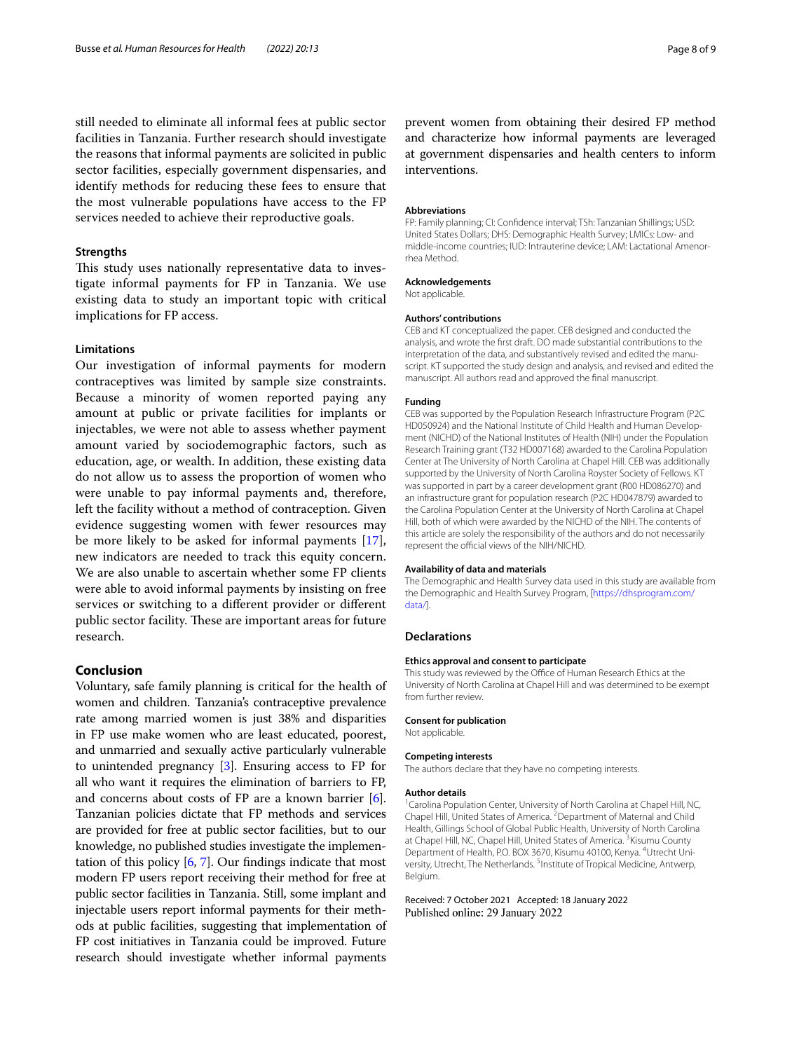still needed to eliminate all informal fees at public sector facilities in Tanzania. Further research should investigate the reasons that informal payments are solicited in public sector facilities, especially government dispensaries, and identify methods for reducing these fees to ensure that the most vulnerable populations have access to the FP services needed to achieve their reproductive goals.

### Strengths

This study uses nationally representative data to investigate informal payments for FP in Tanzania. We use existing data to study an important topic with critical implications for FP access.

### Limitations

Our investigation of informal payments for modern contraceptives was limited by sample size constraints. Because a minority of women reported paying any amount at public or private facilities for implants or injectables, we were not able to assess whether payment amount varied by sociodemographic factors, such as education, age, or wealth. In addition, these existing data do not allow us to assess the proportion of women who were unable to pay informal payments and, therefore, left the facility without a method of contraception. Given evidence suggesting women with fewer resources may be more likely to be asked for informal payments [17], new indicators are needed to track this equity concern. We are also unable to ascertain whether some FP clients were able to avoid informal payments by insisting on free services or switching to a different provider or different public sector facility. These are important areas for future research.

## Conclusion

Voluntary, safe family planning is critical for the health of women and children. Tanzania's contraceptive prevalence rate among married women is just 38% and disparities in FP use make women who are least educated, poorest, and unmarried and sexually active particularly vulnerable to unintended pregnancy [3]. Ensuring access to FP for all who want it requires the elimination of barriers to FP, and concerns about costs of FP are a known barrier [6]. Tanzanian policies dictate that FP methods and services are provided for free at public sector facilities, but to our knowledge, no published studies investigate the implementation of this policy [6, 7]. Our findings indicate that most modern FP users report receiving their method for free at public sector facilities in Tanzania. Still, some implant and injectable users report informal payments for their methods at public facilities, suggesting that implementation of FP cost initiatives in Tanzania could be improved. Future research should investigate whether informal payments prevent women from obtaining their desired FP method and characterize how informal payments are leveraged at government dispensaries and health centers to inform interventions.

#### Abbreviations

FP: Family planning; CI: Confidence interval; TSh: Tanzanian Shillings; USD: United States Dollars; DHS: Demographic Health Survey; LMICs: Low- and middle-income countries; IUD: Intrauterine device; LAM: Lactational Amenorrhea Method.

#### Acknowledgements

Not applicable.

#### Authors' contributions

CEB and KT conceptualized the paper. CEB designed and conducted the analysis, and wrote the first draft. DO made substantial contributions to the interpretation of the data, and substantively revised and edited the manuscript. KT supported the study design and analysis, and revised and edited the manuscript. All authors read and approved the final manuscript.

#### Funding

CEB was supported by the Population Research Infrastructure Program (P2C HD050924) and the National Institute of Child Health and Human Development (NICHD) of the National Institutes of Health (NIH) under the Population Research Training grant (T32 HD007168) awarded to the Carolina Population Center at The University of North Carolina at Chapel Hill. CEB was additionally supported by the University of North Carolina Royster Society of Fellows. KT was supported in part by a career development grant (R00 HD086270) and an infrastructure grant for population research (P2C HD047879) awarded to the Carolina Population Center at the University of North Carolina at Chapel Hill, both of which were awarded by the NICHD of the NIH. The contents of this article are solely the responsibility of the authors and do not necessarily represent the official views of the NIH/NICHD.

#### Availability of data and materials

The Demographic and Health Survey data used in this study are available from the Demographic and Health Survey Program, [https://dhsprogram.com/data/].

## Declarations

#### Ethics approval and consent to participate

This study was reviewed by the Office of Human Research Ethics at the University of North Carolina at Chapel Hill and was determined to be exempt from further review.

#### Consent for publication

Not applicable.

#### Competing interests

The authors declare that they have no competing interests.

#### Author details

[1] Carolina Population Center, University of North Carolina at Chapel Hill, NC, Chapel Hill, United States of America. [2] Department of Maternal and Child Health, Gillings School of Global Public Health, University of North Carolina at Chapel Hill, NC, Chapel Hill, United States of America. [3] Kisumu County Department of Health, P.O. BOX 3670, Kisumu 40100, Kenya. [4] Utrecht University, Utrecht, The Netherlands. [5] Institute of Tropical Medicine, Antwerp, Belgium.

Received: 7 October 2021 Accepted: 18 January 2022
Published online: 29 January 2022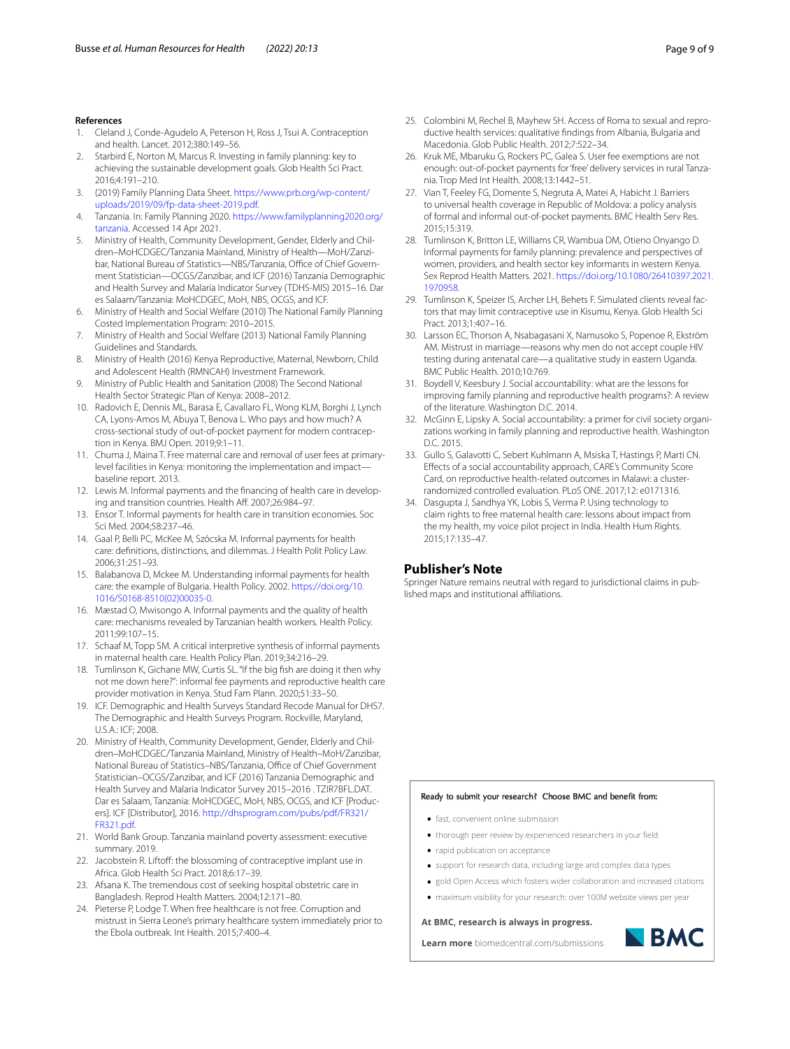## References

1. Cleland J, Conde-Agudelo A, Peterson H, Ross J, Tsui A. Contraception and health. Lancet. 2012;380:149–56.
2. Starbird E, Norton M, Marcus R. Investing in family planning: key to achieving the sustainable development goals. Glob Health Sci Pract. 2016;4:191–210.
3. (2019) Family Planning Data Sheet. https://www.prb.org/wp-content/uploads/2019/09/fp-data-sheet-2019.pdf.
4. Tanzania. In: Family Planning 2020. https://www.familyplanning2020.org/tanzania. Accessed 14 Apr 2021.
5. Ministry of Health, Community Development, Gender, Elderly and Children–MoHCDGEC/Tanzania Mainland, Ministry of Health—MoH/Zanzibar, National Bureau of Statistics—NBS/Tanzania, Office of Chief Government Statistician—OCGS/Zanzibar, and ICF (2016) Tanzania Demographic and Health Survey and Malaria Indicator Survey (TDHS-MIS) 2015–16. Dar es Salaam/Tanzania: MoHCDGEC, MoH, NBS, OCGS, and ICF.
6. Ministry of Health and Social Welfare (2010) The National Family Planning Costed Implementation Program: 2010–2015.
7. Ministry of Health and Social Welfare (2013) National Family Planning Guidelines and Standards.
8. Ministry of Health (2016) Kenya Reproductive, Maternal, Newborn, Child and Adolescent Health (RMNCAH) Investment Framework.
9. Ministry of Public Health and Sanitation (2008) The Second National Health Sector Strategic Plan of Kenya: 2008–2012.
10. Radovich E, Dennis ML, Barasa E, Cavallaro FL, Wong KLM, Borghi J, Lynch CA, Lyons-Amos M, Abuya T, Benova L. Who pays and how much? A cross-sectional study of out-of-pocket payment for modern contraception in Kenya. BMJ Open. 2019;9:1–11.
11. Chuma J, Maina T. Free maternal care and removal of user fees at primary-level facilities in Kenya: monitoring the implementation and impact—baseline report. 2013.
12. Lewis M. Informal payments and the financing of health care in developing and transition countries. Health Aff. 2007;26:984–97.
13. Ensor T. Informal payments for health care in transition economies. Soc Sci Med. 2004;58:237–46.
14. Gaal P, Belli PC, McKee M, Szócska M. Informal payments for health care: definitions, distinctions, and dilemmas. J Health Polit Policy Law. 2006;31:251–93.
15. Balabanova D, Mckee M. Understanding informal payments for health care: the example of Bulgaria. Health Policy. 2002. https://doi.org/10.1016/S0168-8510(02)00035-0.
16. Mæstad O, Mwisongo A. Informal payments and the quality of health care: mechanisms revealed by Tanzanian health workers. Health Policy. 2011;99:107–15.
17. Schaaf M, Topp SM. A critical interpretive synthesis of informal payments in maternal health care. Health Policy Plan. 2019;34:216–29.
18. Tumlinson K, Gichane MW, Curtis SL. "If the big fish are doing it then why not me down here?": informal fee payments and reproductive health care provider motivation in Kenya. Stud Fam Plann. 2020;51:33–50.
19. ICF. Demographic and Health Surveys Standard Recode Manual for DHS7. The Demographic and Health Surveys Program. Rockville, Maryland, U.S.A.: ICF; 2008.
20. Ministry of Health, Community Development, Gender, Elderly and Children–MoHCDGEC/Tanzania Mainland, Ministry of Health–MoH/Zanzibar, National Bureau of Statistics–NBS/Tanzania, Office of Chief Government Statistician–OCGS/Zanzibar, and ICF (2016) Tanzania Demographic and Health Survey and Malaria Indicator Survey 2015–2016 . TZIR7BFL.DAT. Dar es Salaam, Tanzania: MoHCDGEC, MoH, NBS, OCGS, and ICF [Producers]. ICF [Distributor], 2016. http://dhsprogram.com/pubs/pdf/FR321/FR321.pdf.
21. World Bank Group. Tanzania mainland poverty assessment: executive summary. 2019.
22. Jacobstein R. Liftoff: the blossoming of contraceptive implant use in Africa. Glob Health Sci Pract. 2018;6:17–39.
23. Afsana K. The tremendous cost of seeking hospital obstetric care in Bangladesh. Reprod Health Matters. 2004;12:171–80.
24. Pieterse P, Lodge T. When free healthcare is not free. Corruption and mistrust in Sierra Leone's primary healthcare system immediately prior to the Ebola outbreak. Int Health. 2015;7:400–4.
25. Colombini M, Rechel B, Mayhew SH. Access of Roma to sexual and reproductive health services: qualitative findings from Albania, Bulgaria and Macedonia. Glob Public Health. 2012;7:522–34.
26. Kruk ME, Mbaruku G, Rockers PC, Galea S. User fee exemptions are not enough: out-of-pocket payments for 'free' delivery services in rural Tanzania. Trop Med Int Health. 2008;13:1442–51.
27. Vian T, Feeley FG, Domente S, Negruta A, Matei A, Habicht J. Barriers to universal health coverage in Republic of Moldova: a policy analysis of formal and informal out-of-pocket payments. BMC Health Serv Res. 2015;15:319.
28. Tumlinson K, Britton LE, Williams CR, Wambua DM, Otieno Onyango D. Informal payments for family planning: prevalence and perspectives of women, providers, and health sector key informants in western Kenya. Sex Reprod Health Matters. 2021. https://doi.org/10.1080/26410397.2021.1970958.
29. Tumlinson K, Speizer IS, Archer LH, Behets F. Simulated clients reveal factors that may limit contraceptive use in Kisumu, Kenya. Glob Health Sci Pract. 2013;1:407–16.
30. Larsson EC, Thorson A, Nsabagasani X, Namusoko S, Popenoe R, Ekström AM. Mistrust in marriage—reasons why men do not accept couple HIV testing during antenatal care—a qualitative study in eastern Uganda. BMC Public Health. 2010;10:769.
31. Boydell V, Keesbury J. Social accountability: what are the lessons for improving family planning and reproductive health programs?: A review of the literature. Washington D.C. 2014.
32. McGinn E, Lipsky A. Social accountability: a primer for civil society organizations working in family planning and reproductive health. Washington D.C. 2015.
33. Gullo S, Galavotti C, Sebert Kuhlmann A, Msiska T, Hastings P, Marti CN. Effects of a social accountability approach, CARE's Community Score Card, on reproductive health-related outcomes in Malawi: a cluster-randomized controlled evaluation. PLoS ONE. 2017;12: e0171316.
34. Dasgupta J, Sandhya YK, Lobis S, Verma P. Using technology to claim rights to free maternal health care: lessons about impact from the my health, my voice pilot project in India. Health Hum Rights. 2015;17:135–47.

## Publisher's Note

Springer Nature remains neutral with regard to jurisdictional claims in published maps and institutional affiliations.

Ready to submit your research? Choose BMC and benefit from:

- fast, convenient online submission
- thorough peer review by experienced researchers in your field
- rapid publication on acceptance
- support for research data, including large and complex data types
- gold Open Access which fosters wider collaboration and increased citations
- maximum visibility for your research: over 100M website views per year

**At BMC, research is always in progress.**

**Learn more** biomedcentral.com/submissions

BMC